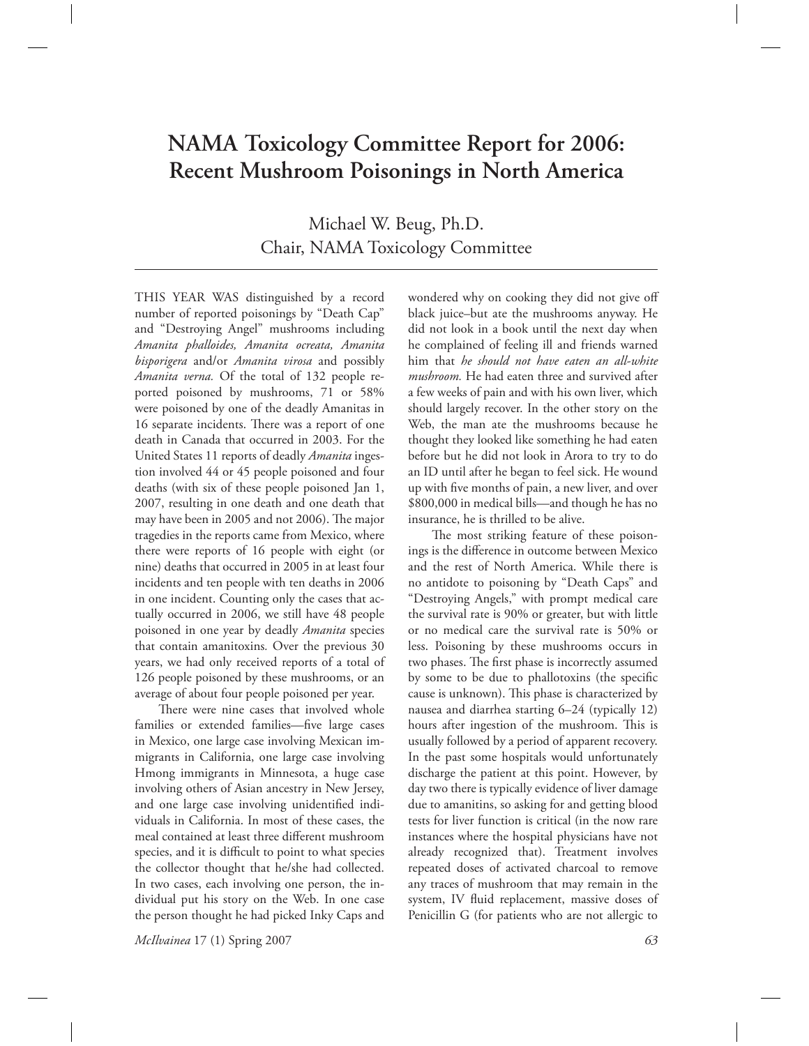# NAMA Toxicology Committee Report for 2006: Recent Mushroom Poisonings in North America

Michael W. Beug, Ph.D.
Chair, NAMA Toxicology Committee

THIS YEAR WAS distinguished by a record number of reported poisonings by "Death Cap" and "Destroying Angel" mushrooms including *Amanita phalloides, Amanita ocreata, Amanita bisporigera* and/or *Amanita virosa* and possibly *Amanita verna.* Of the total of 132 people reported poisoned by mushrooms, 71 or 58% were poisoned by one of the deadly Amanitas in 16 separate incidents. There was a report of one death in Canada that occurred in 2003. For the United States 11 reports of deadly *Amanita* ingestion involved 44 or 45 people poisoned and four deaths (with six of these people poisoned Jan 1, 2007, resulting in one death and one death that may have been in 2005 and not 2006). The major tragedies in the reports came from Mexico, where there were reports of 16 people with eight (or nine) deaths that occurred in 2005 in at least four incidents and ten people with ten deaths in 2006 in one incident. Counting only the cases that actually occurred in 2006, we still have 48 people poisoned in one year by deadly *Amanita* species that contain amanitoxins. Over the previous 30 years, we had only received reports of a total of 126 people poisoned by these mushrooms, or an average of about four people poisoned per year.

There were nine cases that involved whole families or extended families—five large cases in Mexico, one large case involving Mexican immigrants in California, one large case involving Hmong immigrants in Minnesota, a huge case involving others of Asian ancestry in New Jersey, and one large case involving unidentified individuals in California. In most of these cases, the meal contained at least three different mushroom species, and it is difficult to point to what species the collector thought that he/she had collected. In two cases, each involving one person, the individual put his story on the Web. In one case the person thought he had picked Inky Caps and wondered why on cooking they did not give off black juice–but ate the mushrooms anyway. He did not look in a book until the next day when he complained of feeling ill and friends warned him that *he should not have eaten an all-white mushroom.* He had eaten three and survived after a few weeks of pain and with his own liver, which should largely recover. In the other story on the Web, the man ate the mushrooms because he thought they looked like something he had eaten before but he did not look in Arora to try to do an ID until after he began to feel sick. He wound up with five months of pain, a new liver, and over $800,000 in medical bills—and though he has no insurance, he is thrilled to be alive.

The most striking feature of these poisonings is the difference in outcome between Mexico and the rest of North America. While there is no antidote to poisoning by "Death Caps" and "Destroying Angels," with prompt medical care the survival rate is 90% or greater, but with little or no medical care the survival rate is 50% or less. Poisoning by these mushrooms occurs in two phases. The first phase is incorrectly assumed by some to be due to phallotoxins (the specific cause is unknown). This phase is characterized by nausea and diarrhea starting 6–24 (typically 12) hours after ingestion of the mushroom. This is usually followed by a period of apparent recovery. In the past some hospitals would unfortunately discharge the patient at this point. However, by day two there is typically evidence of liver damage due to amanitins, so asking for and getting blood tests for liver function is critical (in the now rare instances where the hospital physicians have not already recognized that). Treatment involves repeated doses of activated charcoal to remove any traces of mushroom that may remain in the system, IV fluid replacement, massive doses of Penicillin G (for patients who are not allergic to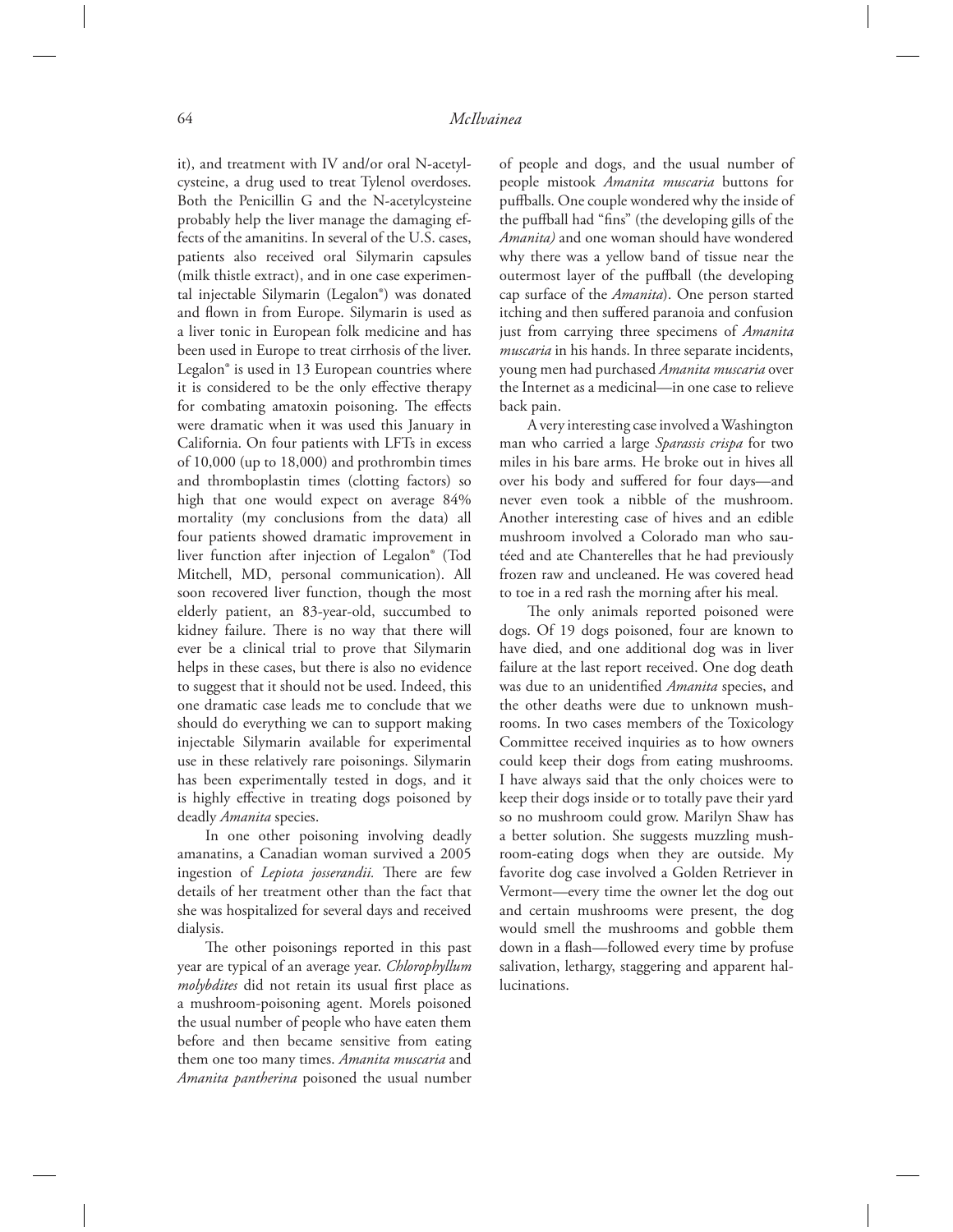it), and treatment with IV and/or oral N-acetylcysteine, a drug used to treat Tylenol overdoses. Both the Penicillin G and the N-acetylcysteine probably help the liver manage the damaging effects of the amanitins. In several of the U.S. cases, patients also received oral Silymarin capsules (milk thistle extract), and in one case experimental injectable Silymarin (Legalon®) was donated and flown in from Europe. Silymarin is used as a liver tonic in European folk medicine and has been used in Europe to treat cirrhosis of the liver. Legalon® is used in 13 European countries where it is considered to be the only effective therapy for combating amatoxin poisoning. The effects were dramatic when it was used this January in California. On four patients with LFTs in excess of 10,000 (up to 18,000) and prothrombin times and thromboplastin times (clotting factors) so high that one would expect on average 84% mortality (my conclusions from the data) all four patients showed dramatic improvement in liver function after injection of Legalon® (Tod Mitchell, MD, personal communication). All soon recovered liver function, though the most elderly patient, an 83-year-old, succumbed to kidney failure. There is no way that there will ever be a clinical trial to prove that Silymarin helps in these cases, but there is also no evidence to suggest that it should not be used. Indeed, this one dramatic case leads me to conclude that we should do everything we can to support making injectable Silymarin available for experimental use in these relatively rare poisonings. Silymarin has been experimentally tested in dogs, and it is highly effective in treating dogs poisoned by deadly *Amanita* species.

In one other poisoning involving deadly amanatins, a Canadian woman survived a 2005 ingestion of *Lepiota josserandii.* There are few details of her treatment other than the fact that she was hospitalized for several days and received dialysis.

The other poisonings reported in this past year are typical of an average year. *Chlorophyllum molybdites* did not retain its usual first place as a mushroom-poisoning agent. Morels poisoned the usual number of people who have eaten them before and then became sensitive from eating them one too many times. *Amanita muscaria* and *Amanita pantherina* poisoned the usual number of people and dogs, and the usual number of people mistook *Amanita muscaria* buttons for puffballs. One couple wondered why the inside of the puffball had "fins" (the developing gills of the *Amanita)* and one woman should have wondered why there was a yellow band of tissue near the outermost layer of the puffball (the developing cap surface of the *Amanita*). One person started itching and then suffered paranoia and confusion just from carrying three specimens of *Amanita muscaria* in his hands. In three separate incidents, young men had purchased *Amanita muscaria* over the Internet as a medicinal—in one case to relieve back pain.

A very interesting case involved a Washington man who carried a large *Sparassis crispa* for two miles in his bare arms. He broke out in hives all over his body and suffered for four days—and never even took a nibble of the mushroom. Another interesting case of hives and an edible mushroom involved a Colorado man who sautéed and ate Chanterelles that he had previously frozen raw and uncleaned. He was covered head to toe in a red rash the morning after his meal.

The only animals reported poisoned were dogs. Of 19 dogs poisoned, four are known to have died, and one additional dog was in liver failure at the last report received. One dog death was due to an unidentified *Amanita* species, and the other deaths were due to unknown mushrooms. In two cases members of the Toxicology Committee received inquiries as to how owners could keep their dogs from eating mushrooms. I have always said that the only choices were to keep their dogs inside or to totally pave their yard so no mushroom could grow. Marilyn Shaw has a better solution. She suggests muzzling mushroom-eating dogs when they are outside. My favorite dog case involved a Golden Retriever in Vermont—every time the owner let the dog out and certain mushrooms were present, the dog would smell the mushrooms and gobble them down in a flash—followed every time by profuse salivation, lethargy, staggering and apparent hallucinations.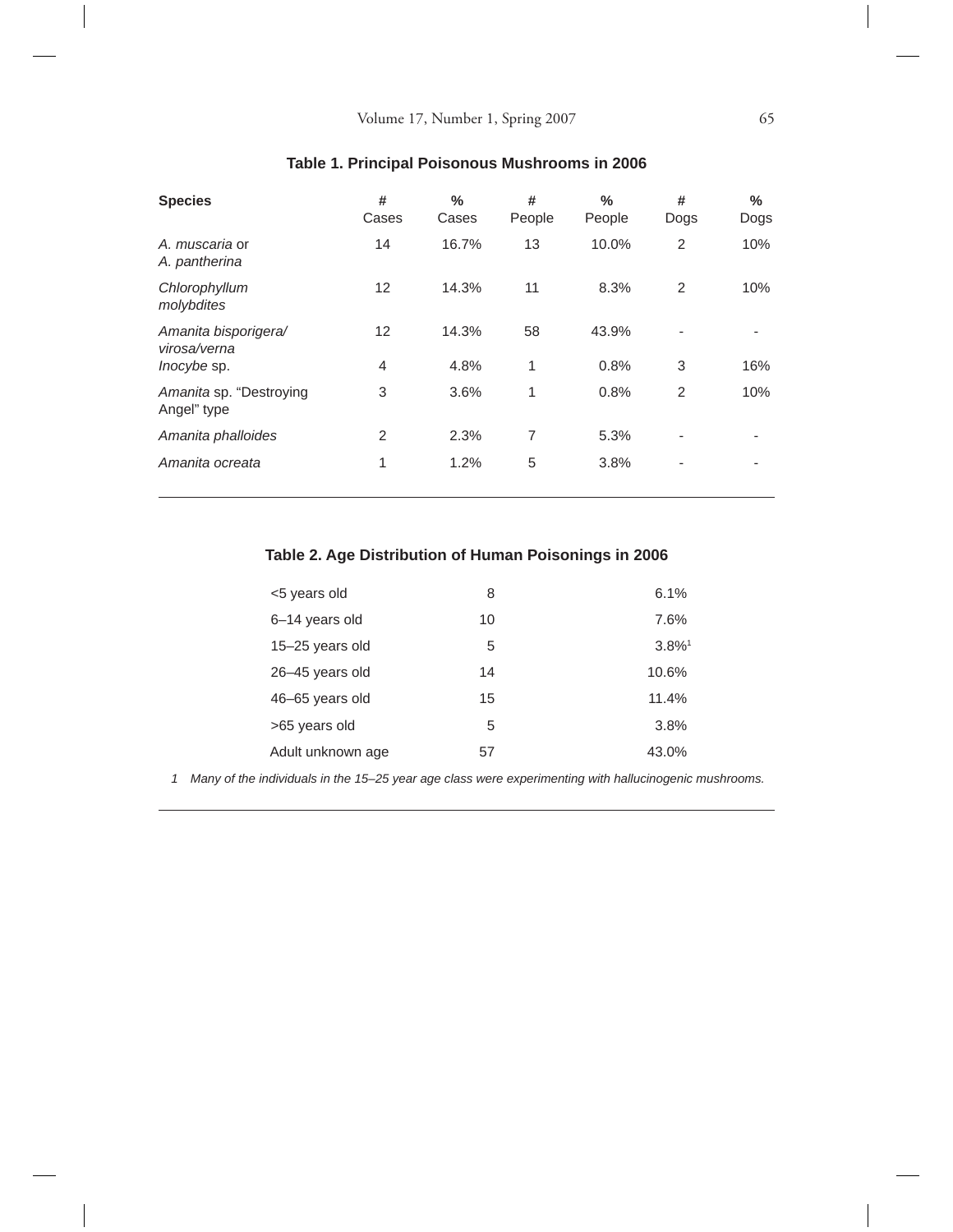**Table 1. Principal Poisonous Mushrooms in 2006**

| Species | # Cases | % Cases | # People | % People | # Dogs | % Dogs |
|---|---|---|---|---|---|---|
| *A. muscaria* or *A. pantherina* | 14 | 16.7% | 13 | 10.0% | 2 | 10% |
| *Chlorophyllum molybdites* | 12 | 14.3% | 11 | 8.3% | 2 | 10% |
| *Amanita bisporigera/ virosa/verna* | 12 | 14.3% | 58 | 43.9% | - | - |
| *Inocybe* sp. | 4 | 4.8% | 1 | 0.8% | 3 | 16% |
| *Amanita* sp. "Destroying Angel" type | 3 | 3.6% | 1 | 0.8% | 2 | 10% |
| *Amanita phalloides* | 2 | 2.3% | 7 | 5.3% | - | - |
| *Amanita ocreata* | 1 | 1.2% | 5 | 3.8% | - | - |

**Table 2. Age Distribution of Human Poisonings in 2006**

| | | |
|---|---|---|
| <5 years old | 8 | 6.1% |
| 6–14 years old | 10 | 7.6% |
| 15–25 years old | 5 | 3.8%[1] |
| 26–45 years old | 14 | 10.6% |
| 46–65 years old | 15 | 11.4% |
| >65 years old | 5 | 3.8% |
| Adult unknown age | 57 | 43.0% |

1 *Many of the individuals in the 15–25 year age class were experimenting with hallucinogenic mushrooms.*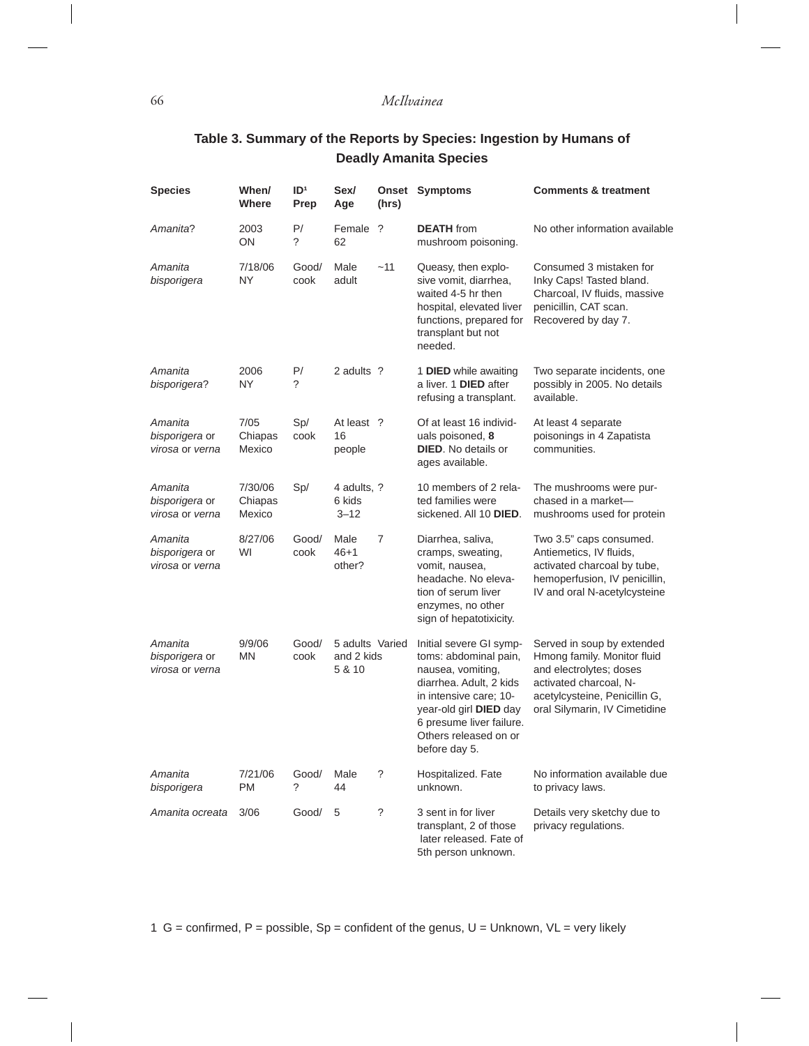**Table 3. Summary of the Reports by Species: Ingestion by Humans of Deadly Amanita Species**

| Species | When/ Where | ID[1] Prep | Sex/ Age | Onset (hrs) | Symptoms | Comments & treatment |
|---|---|---|---|---|---|---|
| *Amanita*? | 2003 ON | P/ ? | Female 62 | ? | **DEATH** from mushroom poisoning. | No other information available |
| *Amanita bisporigera* | 7/18/06 NY | Good/ cook | Male adult | ~11 | Queasy, then explosive vomit, diarrhea, waited 4-5 hr then hospital, elevated liver functions, prepared for transplant but not needed. | Consumed 3 mistaken for Inky Caps! Tasted bland. Charcoal, IV fluids, massive penicillin, CAT scan. Recovered by day 7. |
| *Amanita bisporigera*? | 2006 NY | P/ ? | 2 adults | ? | 1 **DIED** while awaiting a liver. 1 **DIED** after refusing a transplant. | Two separate incidents, one possibly in 2005. No details available. |
| *Amanita bisporigera* or *virosa* or *verna* | 7/05 Chiapas Mexico | Sp/ cook | At least 16 people | ? | Of at least 16 individuals poisoned, **8 DIED**. No details or ages available. | At least 4 separate poisonings in 4 Zapatista communities. |
| *Amanita bisporigera* or *virosa* or *verna* | 7/30/06 Chiapas Mexico | Sp/ | 4 adults, 6 kids 3–12 | ? | 10 members of 2 related families were sickened. All 10 **DIED**. | The mushrooms were purchased in a market—mushrooms used for protein |
| *Amanita bisporigera* or *virosa* or *verna* | 8/27/06 WI | Good/ cook | Male 46+1 other? | 7 | Diarrhea, saliva, cramps, sweating, vomit, nausea, headache. No elevation of serum liver enzymes, no other sign of hepatotixicity. | Two 3.5" caps consumed. Antiemetics, IV fluids, activated charcoal by tube, hemoperfusion, IV penicillin, IV and oral N-acetylcysteine |
| *Amanita bisporigera* or *virosa* or *verna* | 9/9/06 MN | Good/ cook | 5 adults and 2 kids 5 & 10 | Varied | Initial severe GI symptoms: abdominal pain, nausea, vomiting, diarrhea. Adult, 2 kids in intensive care; 10-year-old girl **DIED** day 6 presume liver failure. Others released on or before day 5. | Served in soup by extended Hmong family. Monitor fluid and electrolytes; doses activated charcoal, N-acetylcysteine, Penicillin G, oral Silymarin, IV Cimetidine |
| *Amanita bisporigera* | 7/21/06 PM | Good/ ? | Male 44 | ? | Hospitalized. Fate unknown. | No information available due to privacy laws. |
| *Amanita ocreata* | 3/06 | Good/ | 5 | ? | 3 sent in for liver transplant, 2 of those later released. Fate of 5th person unknown. | Details very sketchy due to privacy regulations. |

1 G = confirmed, P = possible, Sp = confident of the genus, U = Unknown, VL = very likely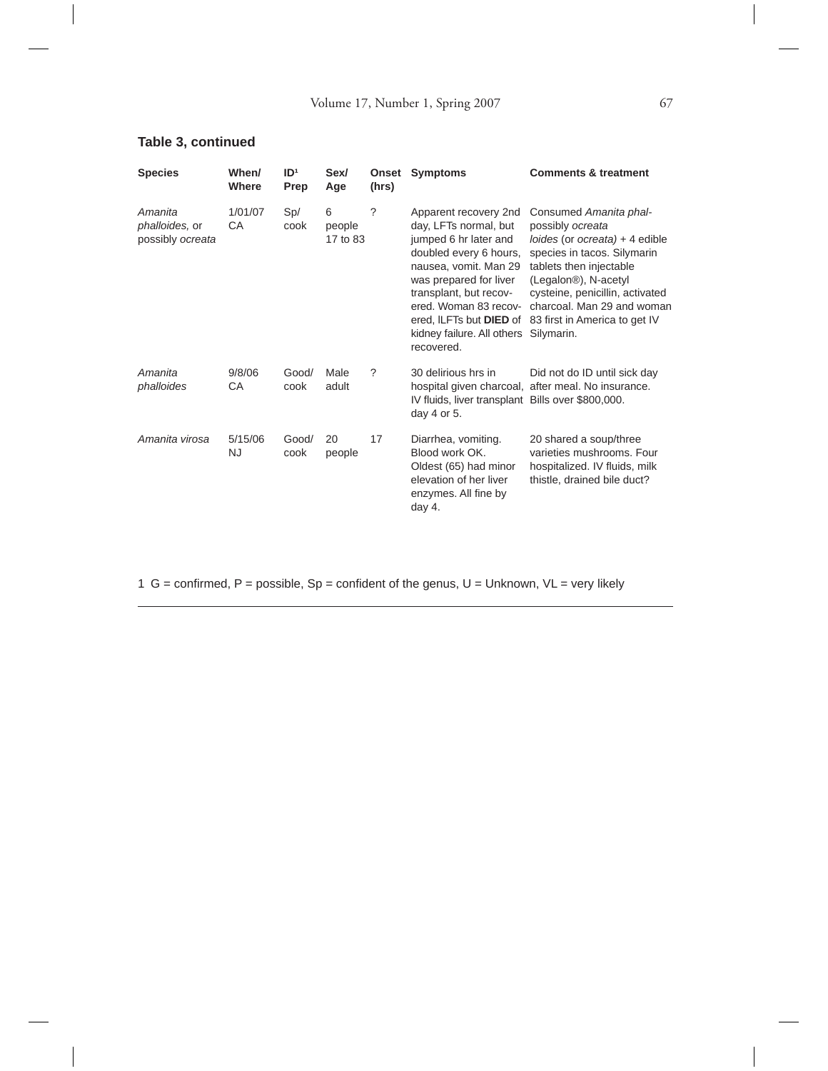**Table 3, continued**

| Species | When/ Where | ID[1] Prep | Sex/ Age | Onset (hrs) | Symptoms | Comments & treatment |
|---|---|---|---|---|---|---|
| *Amanita phalloides,* or possibly *ocreata* | 1/01/07 CA | Sp/ cook | 6 people 17 to 83 | ? | Apparent recovery 2nd day, LFTs normal, but jumped 6 hr later and doubled every 6 hours, nausea, vomit. Man 29 was prepared for liver transplant, but recovered. Woman 83 recovered, lLFTs but **DIED** of kidney failure. All others recovered. | Consumed *Amanita phal-* possibly *ocreata* *loides* (or *ocreata)* + 4 edible species in tacos. Silymarin tablets then injectable (Legalon®), N-acetyl cysteine, penicillin, activated charcoal. Man 29 and woman 83 first in America to get IV Silymarin. |
| *Amanita phalloides* | 9/8/06 CA | Good/ cook | Male adult | ? | 30 delirious hrs in hospital given charcoal, IV fluids, liver transplant day 4 or 5. | Did not do ID until sick day after meal. No insurance. Bills over $800,000. |
| *Amanita virosa* | 5/15/06 NJ | Good/ cook | 20 people | 17 | Diarrhea, vomiting. Blood work OK. Oldest (65) had minor elevation of her liver enzymes. All fine by day 4. | 20 shared a soup/three varieties mushrooms. Four hospitalized. IV fluids, milk thistle, drained bile duct? |

1 G = confirmed, P = possible, Sp = confident of the genus, U = Unknown, VL = very likely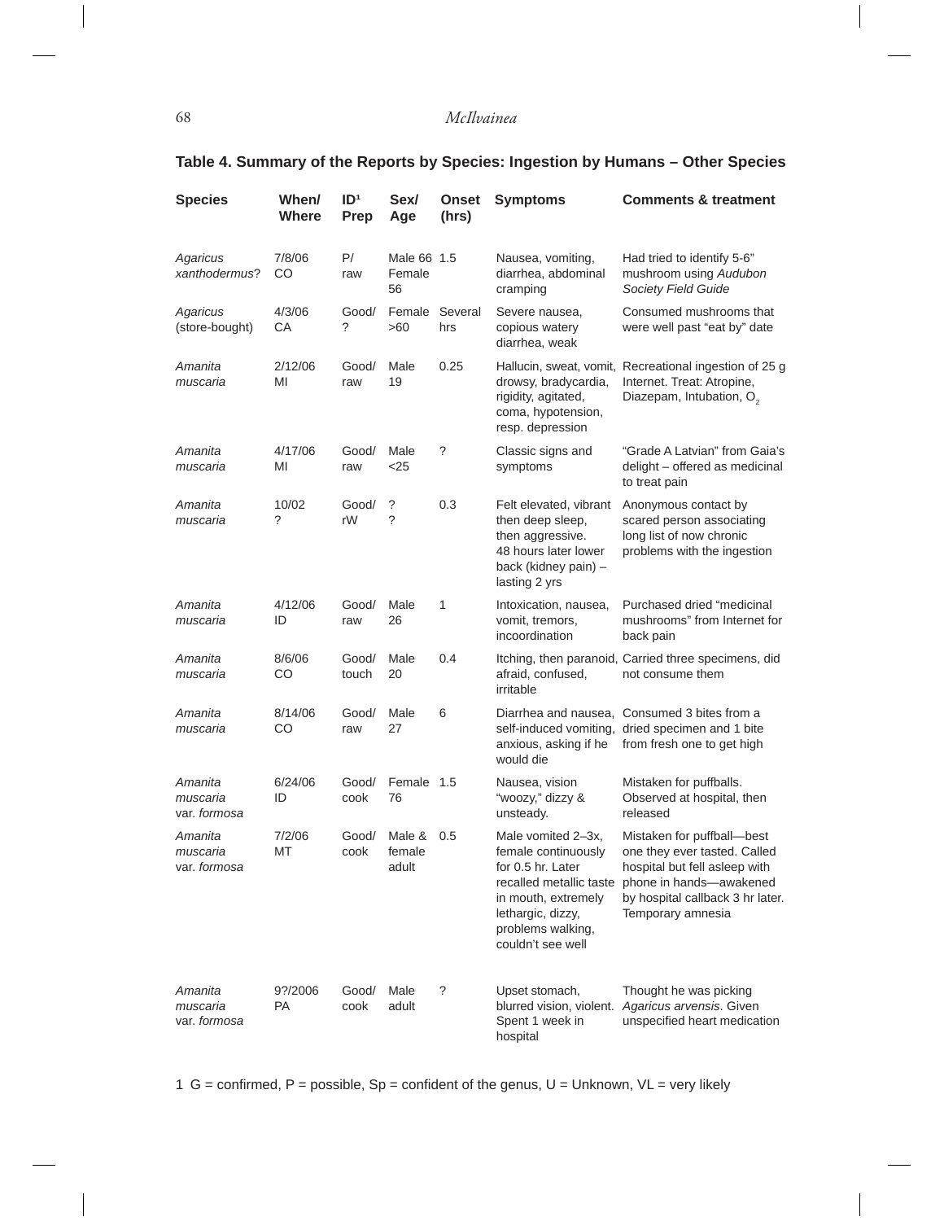**Table 4. Summary of the Reports by Species: Ingestion by Humans – Other Species**

| Species | When/ Where | ID[1] Prep | Sex/ Age | Onset (hrs) | Symptoms | Comments & treatment |
|---|---|---|---|---|---|---|
| *Agaricus xanthodermus*? | 7/8/06 CO | P/ raw | Male 66 Female 56 | 1.5 | Nausea, vomiting, diarrhea, abdominal cramping | Had tried to identify 5-6" mushroom using *Audubon Society Field Guide* |
| *Agaricus* (store-bought) | 4/3/06 CA | Good/ ? | Female >60 | Several hrs | Severe nausea, copious watery diarrhea, weak | Consumed mushrooms that were well past "eat by" date |
| *Amanita muscaria* | 2/12/06 MI | Good/ raw | Male 19 | 0.25 | Hallucin, sweat, vomit, drowsy, bradycardia, rigidity, agitated, coma, hypotension, resp. depression | Recreational ingestion of 25 g Internet. Treat: Atropine, Diazepam, Intubation, $O_2$ |
| *Amanita muscaria* | 4/17/06 MI | Good/ raw | Male <25 | ? | Classic signs and symptoms | "Grade A Latvian" from Gaia's delight – offered as medicinal to treat pain |
| *Amanita muscaria* | 10/02 ? | Good/ rW | ? ? | 0.3 | Felt elevated, vibrant then deep sleep, then aggressive. 48 hours later lower back (kidney pain) – lasting 2 yrs | Anonymous contact by scared person associating long list of now chronic problems with the ingestion |
| *Amanita muscaria* | 4/12/06 ID | Good/ raw | Male 26 | 1 | Intoxication, nausea, vomit, tremors, incoordination | Purchased dried "medicinal mushrooms" from Internet for back pain |
| *Amanita muscaria* | 8/6/06 CO | Good/ touch | Male 20 | 0.4 | Itching, then paranoid, afraid, confused, irritable | Carried three specimens, did not consume them |
| *Amanita muscaria* | 8/14/06 CO | Good/ raw | Male 27 | 6 | Diarrhea and nausea, self-induced vomiting, anxious, asking if he would die | Consumed 3 bites from a dried specimen and 1 bite from fresh one to get high |
| *Amanita muscaria* var. *formosa* | 6/24/06 ID | Good/ cook | Female 76 | 1.5 | Nausea, vision "woozy," dizzy & unsteady. | Mistaken for puffballs. Observed at hospital, then released |
| *Amanita muscaria* var. *formosa* | 7/2/06 MT | Good/ cook | Male & female adult | 0.5 | Male vomited 2–3x, female continuously for 0.5 hr. Later recalled metallic taste in mouth, extremely lethargic, dizzy, problems walking, couldn't see well | Mistaken for puffball—best one they ever tasted. Called hospital but fell asleep with phone in hands—awakened by hospital callback 3 hr later. Temporary amnesia |
| *Amanita muscaria* var. *formosa* | 9?/2006 PA | Good/ cook | Male adult | ? | Upset stomach, blurred vision, violent. Spent 1 week in hospital | Thought he was picking *Agaricus arvensis*. Given unspecified heart medication |

1 G = confirmed, P = possible, Sp = confident of the genus, U = Unknown, VL = very likely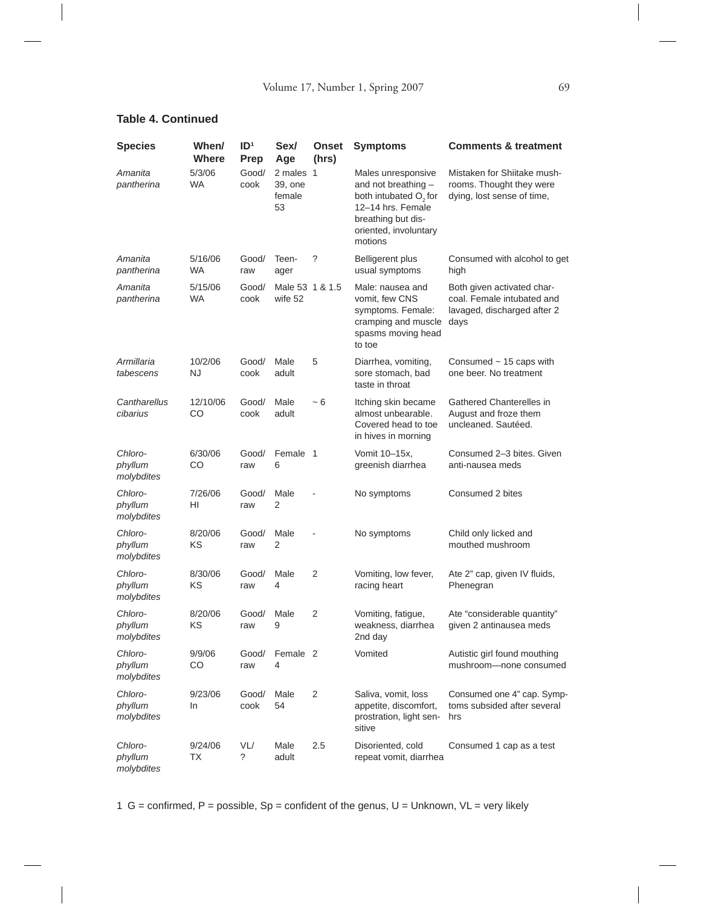**Table 4. Continued**

| Species | When/ Where | ID[1] Prep | Sex/ Age | Onset (hrs) | Symptoms | Comments & treatment |
|---|---|---|---|---|---|---|
| *Amanita pantherina* | 5/3/06 WA | Good/ cook | 2 males 39, one female 53 | 1 | Males unresponsive and not breathing – both intubated $O_2$ for 12–14 hrs. Female breathing but disoriented, involuntary motions | Mistaken for Shiitake mushrooms. Thought they were dying, lost sense of time, |
| *Amanita pantherina* | 5/16/06 WA | Good/ raw | Teenager | ? | Belligerent plus usual symptoms | Consumed with alcohol to get high |
| *Amanita pantherina* | 5/15/06 WA | Good/ cook | Male 53 wife 52 | 1 & 1.5 | Male: nausea and vomit, few CNS symptoms. Female: cramping and muscle spasms moving head to toe | Both given activated charcoal. Female intubated and lavaged, discharged after 2 days |
| *Armillaria tabescens* | 10/2/06 NJ | Good/ cook | Male adult | 5 | Diarrhea, vomiting, sore stomach, bad taste in throat | Consumed ~ 15 caps with one beer. No treatment |
| *Cantharellus cibarius* | 12/10/06 CO | Good/ cook | Male adult | ~ 6 | Itching skin became almost unbearable. Covered head to toe in hives in morning | Gathered Chanterelles in August and froze them uncleaned. Sautéed. |
| *Chlorophyllum molybdites* | 6/30/06 CO | Good/ raw | Female 6 | 1 | Vomit 10–15x, greenish diarrhea | Consumed 2–3 bites. Given anti-nausea meds |
| *Chlorophyllum molybdites* | 7/26/06 HI | Good/ raw | Male 2 | - | No symptoms | Consumed 2 bites |
| *Chlorophyllum molybdites* | 8/20/06 KS | Good/ raw | Male 2 | - | No symptoms | Child only licked and mouthed mushroom |
| *Chlorophyllum molybdites* | 8/30/06 KS | Good/ raw | Male 4 | 2 | Vomiting, low fever, racing heart | Ate 2" cap, given IV fluids, Phenegran |
| *Chlorophyllum molybdites* | 8/20/06 KS | Good/ raw | Male 9 | 2 | Vomiting, fatigue, weakness, diarrhea 2nd day | Ate "considerable quantity" given 2 antinausea meds |
| *Chlorophyllum molybdites* | 9/9/06 CO | Good/ raw | Female 4 | 2 | Vomited | Autistic girl found mouthing mushroom—none consumed |
| *Chlorophyllum molybdites* | 9/23/06 In | Good/ cook | Male 54 | 2 | Saliva, vomit, loss appetite, discomfort, prostration, light sensitive | Consumed one 4" cap. Symptoms subsided after several hrs |
| *Chlorophyllum molybdites* | 9/24/06 TX | VL/ ? | Male adult | 2.5 | Disoriented, cold repeat vomit, diarrhea | Consumed 1 cap as a test |

1 G = confirmed, P = possible, Sp = confident of the genus, U = Unknown, VL = very likely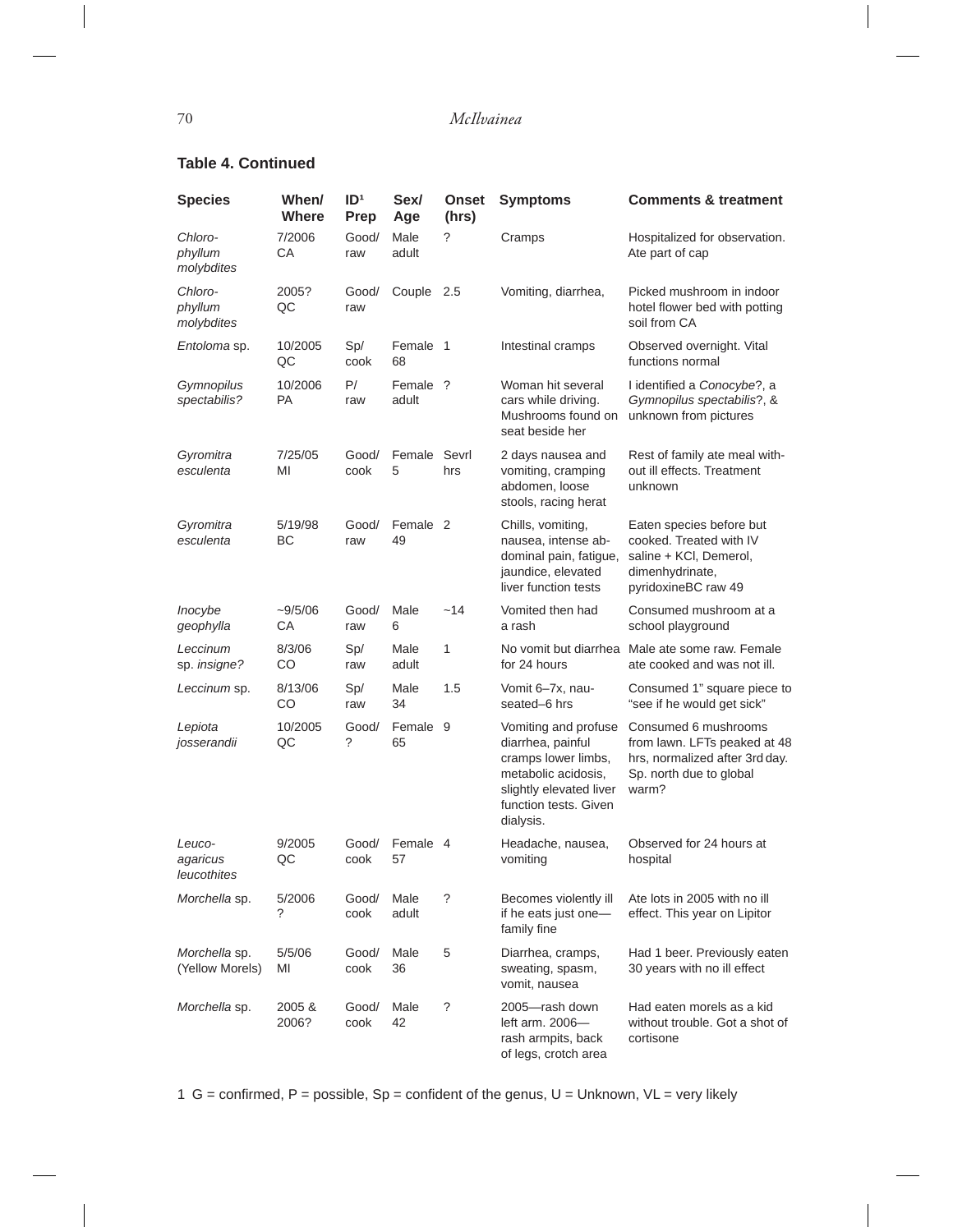**Table 4. Continued**

| Species | When/ Where | ID[1] Prep | Sex/ Age | Onset (hrs) | Symptoms | Comments & treatment |
|---|---|---|---|---|---|---|
| *Chloro-phyllum molybdites* | 7/2006 CA | Good/ raw | Male adult | ? | Cramps | Hospitalized for observation. Ate part of cap |
| *Chloro-phyllum molybdites* | 2005? QC | Good/ raw | Couple | 2.5 | Vomiting, diarrhea, | Picked mushroom in indoor hotel flower bed with potting soil from CA |
| *Entoloma* sp. | 10/2005 QC | Sp/ cook | Female 68 | 1 | Intestinal cramps | Observed overnight. Vital functions normal |
| *Gymnopilus spectabilis?* | 10/2006 PA | P/ raw | Female adult | ? | Woman hit several cars while driving. Mushrooms found on seat beside her | I identified a *Conocybe*?, a *Gymnopilus spectabilis*?, & unknown from pictures |
| *Gyromitra esculenta* | 7/25/05 MI | Good/ cook | Female 5 | Sevrl hrs | 2 days nausea and vomiting, cramping abdomen, loose stools, racing herat | Rest of family ate meal without ill effects. Treatment unknown |
| *Gyromitra esculenta* | 5/19/98 BC | Good/ raw | Female 49 | 2 | Chills, vomiting, nausea, intense abdominal pain, fatigue, jaundice, elevated liver function tests | Eaten species before but cooked. Treated with IV saline + KCl, Demerol, dimenhydrinate, pyridoxineBC raw 49 |
| *Inocybe geophylla* | ~9/5/06 CA | Good/ raw | Male 6 | ~14 | Vomited then had a rash | Consumed mushroom at a school playground |
| *Leccinum* sp. *insigne?* | 8/3/06 CO | Sp/ raw | Male adult | 1 | No vomit but diarrhea for 24 hours | Male ate some raw. Female ate cooked and was not ill. |
| *Leccinum* sp. | 8/13/06 CO | Sp/ raw | Male 34 | 1.5 | Vomit 6–7x, nauseated–6 hrs | Consumed 1" square piece to "see if he would get sick" |
| *Lepiota josserandii* | 10/2005 QC | Good/ ? | Female 65 | 9 | Vomiting and profuse diarrhea, painful cramps lower limbs, metabolic acidosis, slightly elevated liver function tests. Given dialysis. | Consumed 6 mushrooms from lawn. LFTs peaked at 48 hrs, normalized after 3rd day. Sp. north due to global warm? |
| *Leuco-agaricus leucothites* | 9/2005 QC | Good/ cook | Female 57 | 4 | Headache, nausea, vomiting | Observed for 24 hours at hospital |
| *Morchella* sp. | 5/2006 ? | Good/ cook | Male adult | ? | Becomes violently ill if he eats just one—family fine | Ate lots in 2005 with no ill effect. This year on Lipitor |
| *Morchella* sp. (Yellow Morels) | 5/5/06 MI | Good/ cook | Male 36 | 5 | Diarrhea, cramps, sweating, spasm, vomit, nausea | Had 1 beer. Previously eaten 30 years with no ill effect |
| *Morchella* sp. | 2005 & 2006? | Good/ cook | Male 42 | ? | 2005—rash down left arm. 2006—rash armpits, back of legs, crotch area | Had eaten morels as a kid without trouble. Got a shot of cortisone |

1 G = confirmed, P = possible, Sp = confident of the genus, U = Unknown, VL = very likely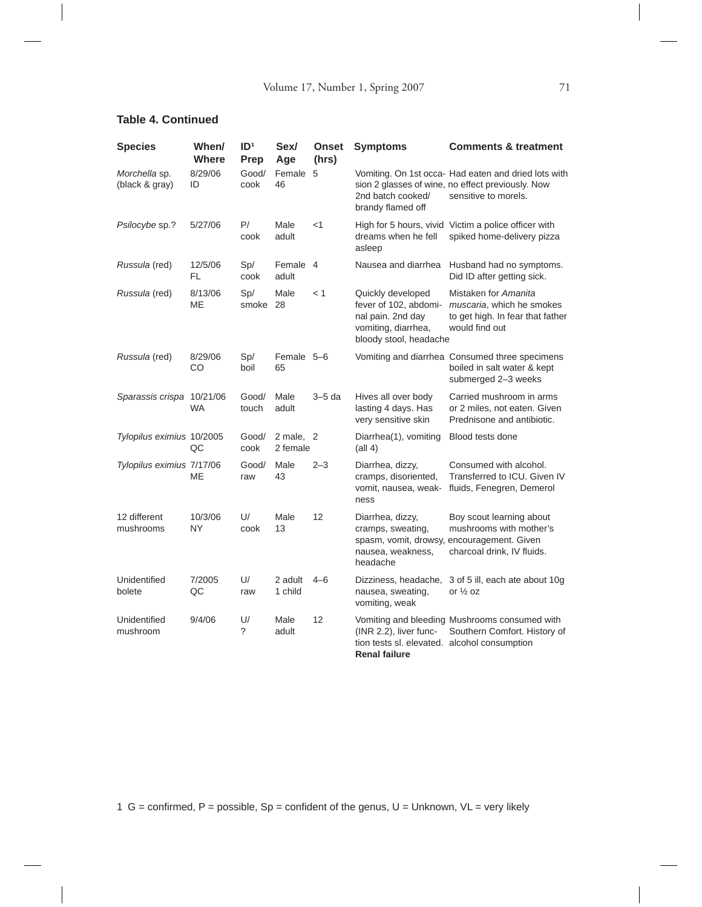**Table 4. Continued**

| Species | When/ Where | ID[1] Prep | Sex/ Age | Onset (hrs) | Symptoms | Comments & treatment |
|---|---|---|---|---|---|---|
| *Morchella* sp. (black & gray) | 8/29/06 ID | Good/ cook | Female 46 | 5 | Vomiting. On 1st occasion 2 glasses of wine, 2nd batch cooked/ brandy flamed off | Had eaten and dried lots with no effect previously. Now sensitive to morels. |
| *Psilocybe* sp.? | 5/27/06 | P/ cook | Male adult | <1 | High for 5 hours, vivid dreams when he fell asleep | Victim a police officer with spiked home-delivery pizza |
| *Russula* (red) | 12/5/06 FL | Sp/ cook | Female adult | 4 | Nausea and diarrhea | Husband had no symptoms. Did ID after getting sick. |
| *Russula* (red) | 8/13/06 ME | Sp/ smoke | Male 28 | < 1 | Quickly developed fever of 102, abdominal pain. 2nd day vomiting, diarrhea, bloody stool, headache | Mistaken for *Amanita muscaria*, which he smokes to get high. In fear that father would find out |
| *Russula* (red) | 8/29/06 CO | Sp/ boil | Female 65 | 5–6 | Vomiting and diarrhea | Consumed three specimens boiled in salt water & kept submerged 2–3 weeks |
| *Sparassis crispa* | 10/21/06 WA | Good/ touch | Male adult | 3–5 da | Hives all over body lasting 4 days. Has very sensitive skin | Carried mushroom in arms or 2 miles, not eaten. Given Prednisone and antibiotic. |
| *Tylopilus eximius* | 10/2005 QC | Good/ cook | 2 male, 2 female | 2 | Diarrhea(1), vomiting (all 4) | Blood tests done |
| *Tylopilus eximius* | 7/17/06 ME | Good/ raw | Male 43 | 2–3 | Diarrhea, dizzy, cramps, disoriented, vomit, nausea, weakness | Consumed with alcohol. Transferred to ICU. Given IV fluids, Fenegren, Demerol |
| 12 different mushrooms | 10/3/06 NY | U/ cook | Male 13 | 12 | Diarrhea, dizzy, cramps, sweating, spasm, vomit, drowsy, nausea, weakness, headache | Boy scout learning about mushrooms with mother's encouragement. Given charcoal drink, IV fluids. |
| Unidentified bolete | 7/2005 QC | U/ raw | 2 adult 1 child | 4–6 | Dizziness, headache, nausea, sweating, vomiting, weak | 3 of 5 ill, each ate about 10g or ½ oz |
| Unidentified mushroom | 9/4/06 | U/ ? | Male adult | 12 | Vomiting and bleeding (INR 2.2), liver function tests sl. elevated. **Renal failure** | Mushrooms consumed with Southern Comfort. History of alcohol consumption |

1 G = confirmed, P = possible, Sp = confident of the genus, U = Unknown, VL = very likely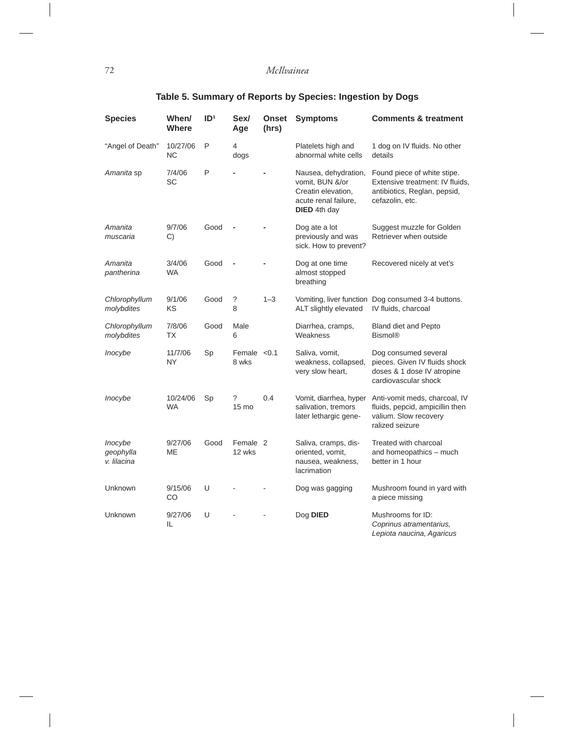**Table 5. Summary of Reports by Species: Ingestion by Dogs**

| Species | When/ Where | ID¹ | Sex/ Age | Onset (hrs) | Symptoms | Comments & treatment |
|---|---|---|---|---|---|---|
| "Angel of Death" | 10/27/06 NC | P | 4 dogs | | Platelets high and abnormal white cells | 1 dog on IV fluids. No other details |
| *Amanita* sp | 7/4/06 SC | P | - | - | Nausea, dehydration, vomit, BUN &/or Creatin elevation, acute renal failure, **DIED** 4th day | Found piece of white stipe. Extensive treatment: IV fluids, antibiotics, Reglan, pepsid, cefazolin, etc. |
| *Amanita muscaria* | 9/7/06 C) | Good | - | - | Dog ate a lot previously and was sick. How to prevent? | Suggest muzzle for Golden Retriever when outside |
| *Amanita pantherina* | 3/4/06 WA | Good | - | - | Dog at one time almost stopped breathing | Recovered nicely at vet's |
| *Chlorophyllum molybdites* | 9/1/06 KS | Good | ? 8 | 1–3 | Vomiting, liver function ALT slightly elevated | Dog consumed 3-4 buttons. IV fluids, charcoal |
| *Chlorophyllum molybdites* | 7/8/06 TX | Good | Male 6 | | Diarrhea, cramps, Weakness | Bland diet and Pepto Bismol® |
| *Inocybe* | 11/7/06 NY | Sp | Female 8 wks | <0.1 | Saliva, vomit, weakness, collapsed, very slow heart, | Dog consumed several pieces. Given IV fluids shock doses & 1 dose IV atropine cardiovascular shock |
| *Inocybe* | 10/24/06 WA | Sp | ? 15 mo | 0.4 | Vomit, diarrhea, hyper salivation, tremors later lethargic gene- | Anti-vomit meds, charcoal, IV fluids, pepcid, ampicillin then valium. Slow recovery ralized seizure |
| *Inocybe geophylla v. lilacina* | 9/27/06 ME | Good | Female 12 wks | 2 | Saliva, cramps, dis-oriented, vomit, nausea, weakness, lacrimation | Treated with charcoal and homeopathics – much better in 1 hour |
| Unknown | 9/15/06 CO | U | - | - | Dog was gagging | Mushroom found in yard with a piece missing |
| Unknown | 9/27/06 IL | U | - | - | Dog **DIED** | Mushrooms for ID: *Coprinus atramentarius, Lepiota naucina, Agaricus* |